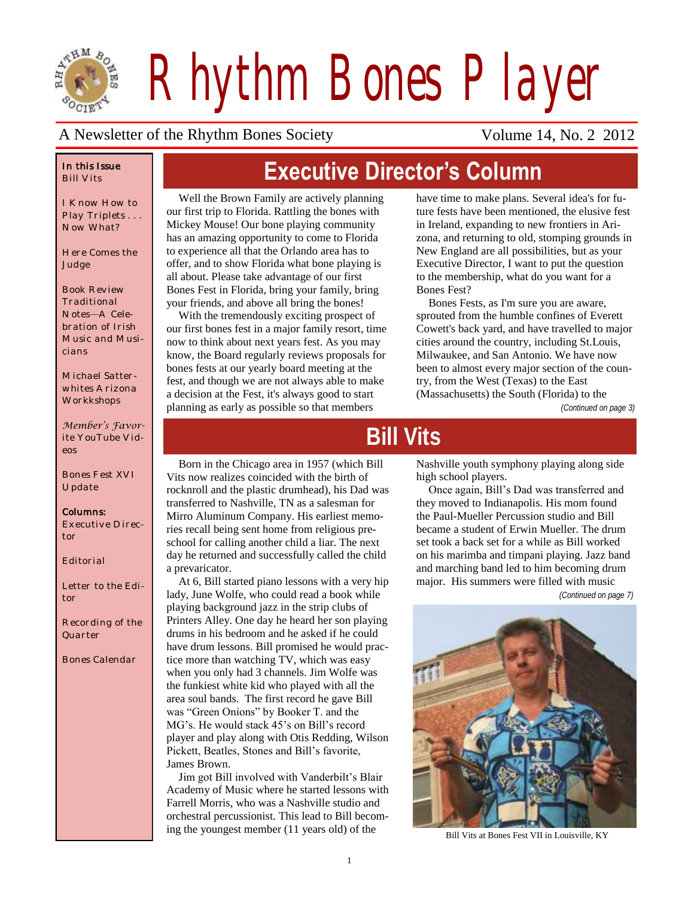# Rhythm Bones Player

A Newsletter of the Rhythm Bones Society

Volume 14, No. 2 2012

**In this Issue**
Bill Vits

I Know How to Play Triplets . . . Now What?

Here Comes the Judge

Book Review Traditional Notes—A Celebration of Irish Music and Musicians

Michael Satterwhites Arizona Workkshops

*Member's Favorite* YouTube Videos

Bones Fest XVI Update

**Columns:**
Executive Director

Editorial

Letter to the Editor

Recording of the Quarter

Bones Calendar

## Executive Director's Column

Well the Brown Family are actively planning our first trip to Florida. Rattling the bones with Mickey Mouse! Our bone playing community has an amazing opportunity to come to Florida to experience all that the Orlando area has to offer, and to show Florida what bone playing is all about. Please take advantage of our first Bones Fest in Florida, bring your family, bring your friends, and above all bring the bones!

With the tremendously exciting prospect of our first bones fest in a major family resort, time now to think about next years fest. As you may know, the Board regularly reviews proposals for bones fests at our yearly board meeting at the fest, and though we are not always able to make a decision at the Fest, it's always good to start planning as early as possible so that members have time to make plans. Several idea's for future fests have been mentioned, the elusive fest in Ireland, expanding to new frontiers in Arizona, and returning to old, stomping grounds in New England are all possibilities, but as your Executive Director, I want to put the question to the membership, what do you want for a Bones Fest?

Bones Fests, as I'm sure you are aware, sprouted from the humble confines of Everett Cowett's back yard, and have travelled to major cities around the country, including St.Louis, Milwaukee, and San Antonio. We have now been to almost every major section of the country, from the West (Texas) to the East (Massachusetts) the South (Florida) to the

*(Continued on page 3)*

## Bill Vits

Born in the Chicago area in 1957 (which Bill Vits now realizes coincided with the birth of rocknroll and the plastic drumhead), his Dad was transferred to Nashville, TN as a salesman for Mirro Aluminum Company. His earliest memories recall being sent home from religious preschool for calling another child a liar. The next day he returned and successfully called the child a prevaricator.

At 6, Bill started piano lessons with a very hip lady, June Wolfe, who could read a book while playing background jazz in the strip clubs of Printers Alley. One day he heard her son playing drums in his bedroom and he asked if he could have drum lessons. Bill promised he would practice more than watching TV, which was easy when you only had 3 channels. Jim Wolfe was the funkiest white kid who played with all the area soul bands. The first record he gave Bill was "Green Onions" by Booker T. and the MG's. He would stack 45's on Bill's record player and play along with Otis Redding, Wilson Pickett, Beatles, Stones and Bill's favorite, James Brown.

Jim got Bill involved with Vanderbilt's Blair Academy of Music where he started lessons with Farrell Morris, who was a Nashville studio and orchestral percussionist. This lead to Bill becoming the youngest member (11 years old) of the Nashville youth symphony playing along side high school players.

Once again, Bill's Dad was transferred and they moved to Indianapolis. His mom found the Paul-Mueller Percussion studio and Bill became a student of Erwin Mueller. The drum set took a back set for a while as Bill worked on his marimba and timpani playing. Jazz band and marching band led to him becoming drum major. His summers were filled with music

*(Continued on page 7)*

Bill Vits at Bones Fest VII in Louisville, KY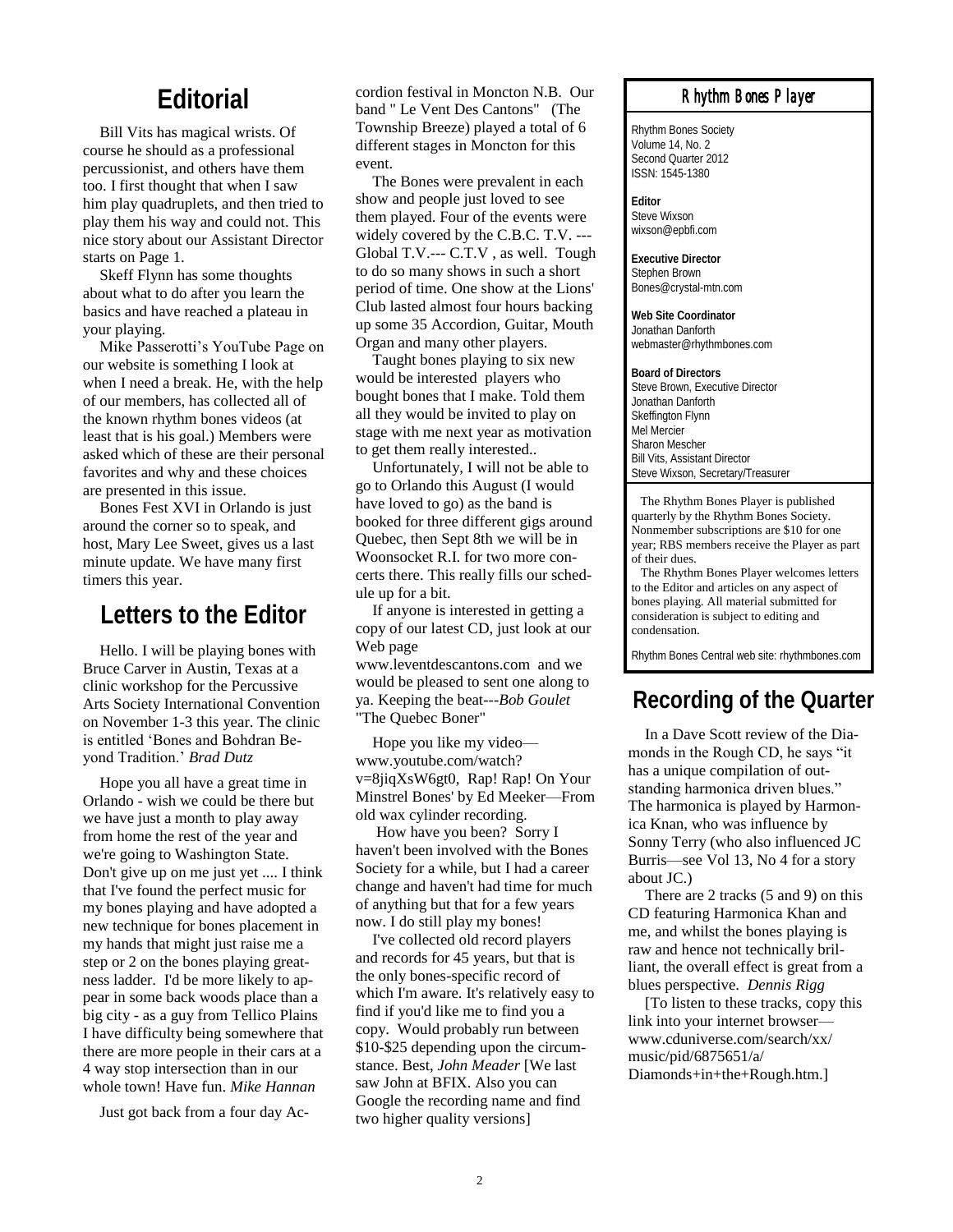# Editorial

Bill Vits has magical wrists. Of course he should as a professional percussionist, and others have them too. I first thought that when I saw him play quadruplets, and then tried to play them his way and could not. This nice story about our Assistant Director starts on Page 1.

Skeff Flynn has some thoughts about what to do after you learn the basics and have reached a plateau in your playing.

Mike Passerotti's YouTube Page on our website is something I look at when I need a break. He, with the help of our members, has collected all of the known rhythm bones videos (at least that is his goal.) Members were asked which of these are their personal favorites and why and these choices are presented in this issue.

Bones Fest XVI in Orlando is just around the corner so to speak, and host, Mary Lee Sweet, gives us a last minute update. We have many first timers this year.

# Letters to the Editor

Hello. I will be playing bones with Bruce Carver in Austin, Texas at a clinic workshop for the Percussive Arts Society International Convention on November 1-3 this year. The clinic is entitled 'Bones and Bohdran Beyond Tradition.' *Brad Dutz*

Hope you all have a great time in Orlando - wish we could be there but we have just a month to play away from home the rest of the year and we're going to Washington State. Don't give up on me just yet .... I think that I've found the perfect music for my bones playing and have adopted a new technique for bones placement in my hands that might just raise me a step or 2 on the bones playing greatness ladder. I'd be more likely to appear in some back woods place than a big city - as a guy from Tellico Plains I have difficulty being somewhere that there are more people in their cars at a 4 way stop intersection than in our whole town! Have fun. *Mike Hannan*

Just got back from a four day Accordion festival in Moncton N.B. Our band " Le Vent Des Cantons" (The Township Breeze) played a total of 6 different stages in Moncton for this event.

The Bones were prevalent in each show and people just loved to see them played. Four of the events were widely covered by the C.B.C. T.V. ---Global T.V.--- C.T.V , as well. Tough to do so many shows in such a short period of time. One show at the Lions' Club lasted almost four hours backing up some 35 Accordion, Guitar, Mouth Organ and many other players.

Taught bones playing to six new would be interested players who bought bones that I make. Told them all they would be invited to play on stage with me next year as motivation to get them really interested..

Unfortunately, I will not be able to go to Orlando this August (I would have loved to go) as the band is booked for three different gigs around Quebec, then Sept 8th we will be in Woonsocket R.I. for two more concerts there. This really fills our schedule up for a bit.

If anyone is interested in getting a copy of our latest CD, just look at our Web page www.leventdescantons.com and we would be pleased to sent one along to ya. Keeping the beat---*Bob Goulet* "The Quebec Boner"

Hope you like my video—www.youtube.com/watch?v=8jiqXsW6gt0, Rap! Rap! On Your Minstrel Bones' by Ed Meeker—From old wax cylinder recording.

How have you been? Sorry I haven't been involved with the Bones Society for a while, but I had a career change and haven't had time for much of anything but that for a few years now. I do still play my bones!

I've collected old record players and records for 45 years, but that is the only bones-specific record of which I'm aware. It's relatively easy to find if you'd like me to find you a copy. Would probably run between $10-$25 depending upon the circumstance. Best, *John Meader* [We last saw John at BFIX. Also you can Google the recording name and find two higher quality versions]

**Rhythm Bones Player**

Rhythm Bones Society
Volume 14, No. 2
Second Quarter 2012
ISSN: 1545-1380

**Editor**
Steve Wixson
wixson@epbfi.com

**Executive Director**
Stephen Brown
Bones@crystal-mtn.com

**Web Site Coordinator**
Jonathan Danforth
webmaster@rhythmbones.com

**Board of Directors**
Steve Brown, Executive Director
Jonathan Danforth
Skeffington Flynn
Mel Mercier
Sharon Mescher
Bill Vits, Assistant Director
Steve Wixson, Secretary/Treasurer

The Rhythm Bones Player is published quarterly by the Rhythm Bones Society. Nonmember subscriptions are $10 for one year; RBS members receive the Player as part of their dues.

The Rhythm Bones Player welcomes letters to the Editor and articles on any aspect of bones playing. All material submitted for consideration is subject to editing and condensation.

Rhythm Bones Central web site: rhythmbones.com

# Recording of the Quarter

In a Dave Scott review of the Diamonds in the Rough CD, he says "it has a unique compilation of outstanding harmonica driven blues." The harmonica is played by Harmonica Knan, who was influence by Sonny Terry (who also influenced JC Burris—see Vol 13, No 4 for a story about JC.)

There are 2 tracks (5 and 9) on this CD featuring Harmonica Khan and me, and whilst the bones playing is raw and hence not technically brilliant, the overall effect is great from a blues perspective. *Dennis Rigg*

[To listen to these tracks, copy this link into your internet browser—www.cduniverse.com/search/xx/music/pid/6875651/a/Diamonds+in+the+Rough.htm.]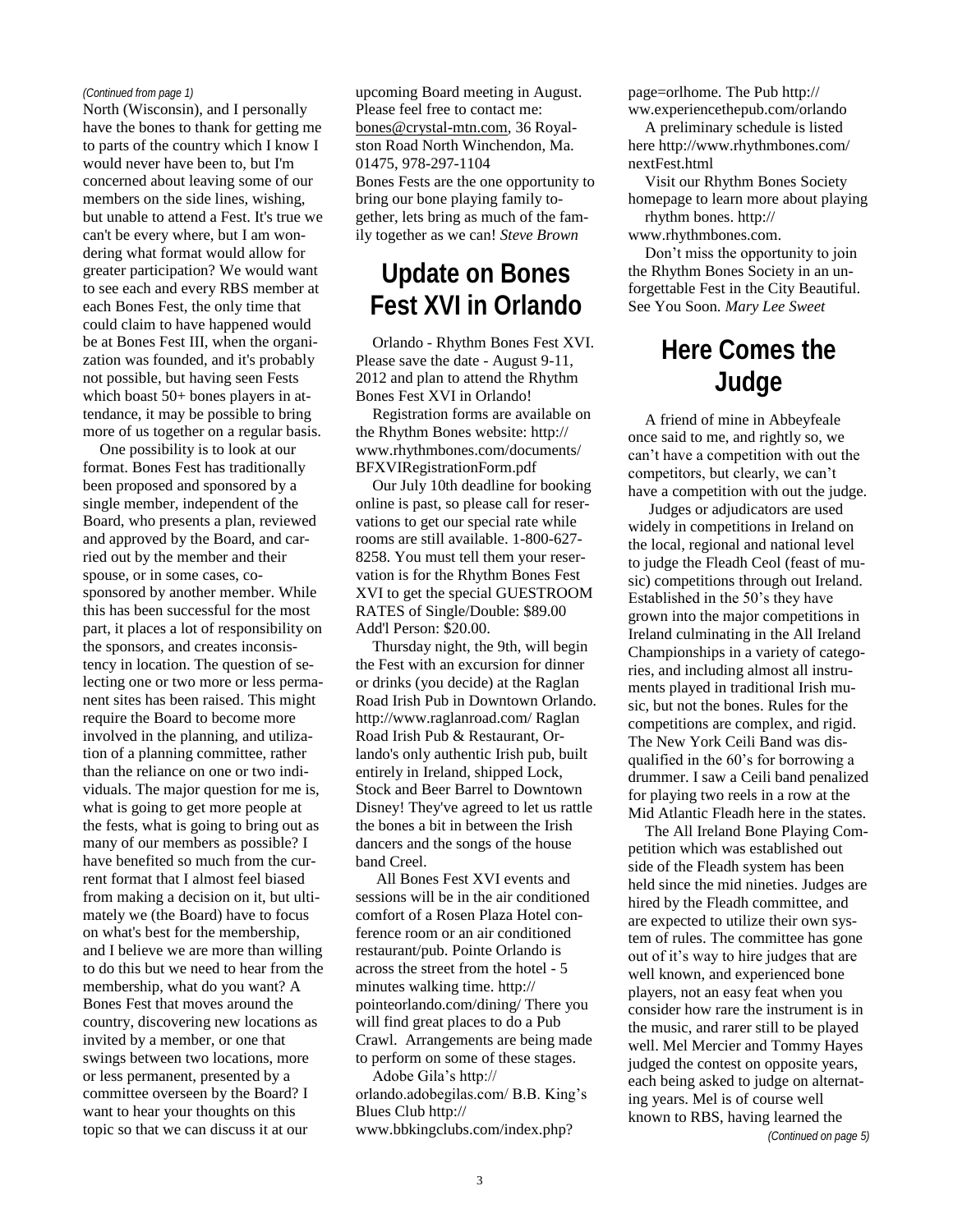*(Continued from page 1)*

North (Wisconsin), and I personally have the bones to thank for getting me to parts of the country which I know I would never have been to, but I'm concerned about leaving some of our members on the side lines, wishing, but unable to attend a Fest. It's true we can't be every where, but I am wondering what format would allow for greater participation? We would want to see each and every RBS member at each Bones Fest, the only time that could claim to have happened would be at Bones Fest III, when the organization was founded, and it's probably not possible, but having seen Fests which boast 50+ bones players in attendance, it may be possible to bring more of us together on a regular basis.

One possibility is to look at our format. Bones Fest has traditionally been proposed and sponsored by a single member, independent of the Board, who presents a plan, reviewed and approved by the Board, and carried out by the member and their spouse, or in some cases, co-sponsored by another member. While this has been successful for the most part, it places a lot of responsibility on the sponsors, and creates inconsistency in location. The question of selecting one or two more or less permanent sites has been raised. This might require the Board to become more involved in the planning, and utilization of a planning committee, rather than the reliance on one or two individuals. The major question for me is, what is going to get more people at the fests, what is going to bring out as many of our members as possible? I have benefited so much from the current format that I almost feel biased from making a decision on it, but ultimately we (the Board) have to focus on what's best for the membership, and I believe we are more than willing to do this but we need to hear from the membership, what do you want? A Bones Fest that moves around the country, discovering new locations as invited by a member, or one that swings between two locations, more or less permanent, presented by a committee overseen by the Board? I want to hear your thoughts on this topic so that we can discuss it at our upcoming Board meeting in August. Please feel free to contact me: bones@crystal-mtn.com, 36 Royalston Road North Winchendon, Ma. 01475, 978-297-1104

Bones Fests are the one opportunity to bring our bone playing family together, lets bring as much of the family together as we can! *Steve Brown*

## Update on Bones Fest XVI in Orlando

Orlando - Rhythm Bones Fest XVI. Please save the date - August 9-11, 2012 and plan to attend the Rhythm Bones Fest XVI in Orlando!

Registration forms are available on the Rhythm Bones website: http://www.rhythmbones.com/documents/BFXVIRegistrationForm.pdf

Our July 10th deadline for booking online is past, so please call for reservations to get our special rate while rooms are still available. 1-800-627-8258. You must tell them your reservation is for the Rhythm Bones Fest XVI to get the special GUESTROOM RATES of Single/Double: $89.00 Add'l Person: $20.00.

Thursday night, the 9th, will begin the Fest with an excursion for dinner or drinks (you decide) at the Raglan Road Irish Pub in Downtown Orlando. http://www.raglanroad.com/ Raglan Road Irish Pub & Restaurant, Orlando's only authentic Irish pub, built entirely in Ireland, shipped Lock, Stock and Beer Barrel to Downtown Disney! They've agreed to let us rattle the bones a bit in between the Irish dancers and the songs of the house band Creel.

All Bones Fest XVI events and sessions will be in the air conditioned comfort of a Rosen Plaza Hotel conference room or an air conditioned restaurant/pub. Pointe Orlando is across the street from the hotel - 5 minutes walking time. http://pointeorlando.com/dining/ There you will find great places to do a Pub Crawl. Arrangements are being made to perform on some of these stages.

Adobe Gila's http://orlando.adobegilas.com/ B.B. King's Blues Club http://www.bbkingclubs.com/index.php?page=orlhome. The Pub http://ww.experiencethepub.com/orlando

A preliminary schedule is listed here http://www.rhythmbones.com/nextFest.html

Visit our Rhythm Bones Society homepage to learn more about playing rhythm bones. http://www.rhythmbones.com.

Don't miss the opportunity to join the Rhythm Bones Society in an unforgettable Fest in the City Beautiful. See You Soon. *Mary Lee Sweet*

## Here Comes the Judge

A friend of mine in Abbeyfeale once said to me, and rightly so, we can't have a competition with out the competitors, but clearly, we can't have a competition with out the judge.

Judges or adjudicators are used widely in competitions in Ireland on the local, regional and national level to judge the Fleadh Ceol (feast of music) competitions through out Ireland. Established in the 50's they have grown into the major competitions in Ireland culminating in the All Ireland Championships in a variety of categories, and including almost all instruments played in traditional Irish music, but not the bones. Rules for the competitions are complex, and rigid. The New York Ceili Band was disqualified in the 60's for borrowing a drummer. I saw a Ceili band penalized for playing two reels in a row at the Mid Atlantic Fleadh here in the states.

The All Ireland Bone Playing Competition which was established out side of the Fleadh system has been held since the mid nineties. Judges are hired by the Fleadh committee, and are expected to utilize their own system of rules. The committee has gone out of it's way to hire judges that are well known, and experienced bone players, not an easy feat when you consider how rare the instrument is in the music, and rarer still to be played well. Mel Mercier and Tommy Hayes judged the contest on opposite years, each being asked to judge on alternating years. Mel is of course well known to RBS, having learned the

*(Continued on page 5)*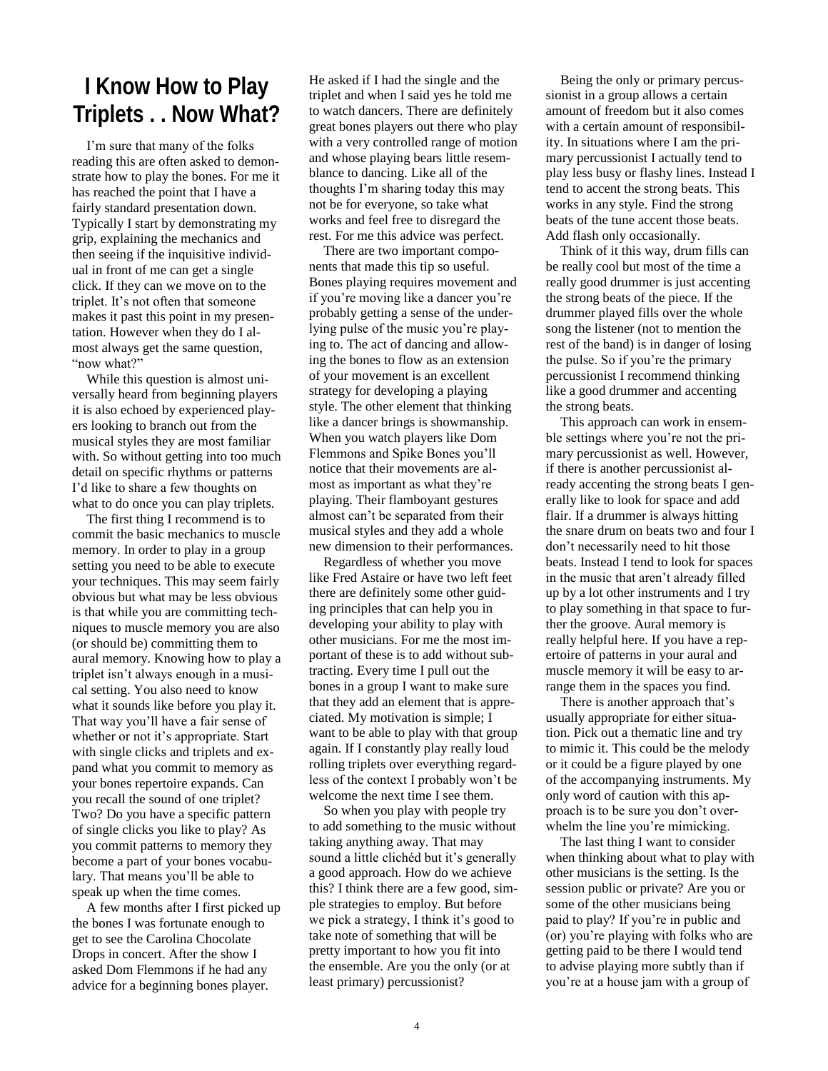# I Know How to Play Triplets . . Now What?

I'm sure that many of the folks reading this are often asked to demonstrate how to play the bones. For me it has reached the point that I have a fairly standard presentation down. Typically I start by demonstrating my grip, explaining the mechanics and then seeing if the inquisitive individual in front of me can get a single click. If they can we move on to the triplet. It's not often that someone makes it past this point in my presentation. However when they do I almost always get the same question, "now what?"

While this question is almost universally heard from beginning players it is also echoed by experienced players looking to branch out from the musical styles they are most familiar with. So without getting into too much detail on specific rhythms or patterns I'd like to share a few thoughts on what to do once you can play triplets.

The first thing I recommend is to commit the basic mechanics to muscle memory. In order to play in a group setting you need to be able to execute your techniques. This may seem fairly obvious but what may be less obvious is that while you are committing techniques to muscle memory you are also (or should be) committing them to aural memory. Knowing how to play a triplet isn't always enough in a musical setting. You also need to know what it sounds like before you play it. That way you'll have a fair sense of whether or not it's appropriate. Start with single clicks and triplets and expand what you commit to memory as your bones repertoire expands. Can you recall the sound of one triplet? Two? Do you have a specific pattern of single clicks you like to play? As you commit patterns to memory they become a part of your bones vocabulary. That means you'll be able to speak up when the time comes.

A few months after I first picked up the bones I was fortunate enough to get to see the Carolina Chocolate Drops in concert. After the show I asked Dom Flemmons if he had any advice for a beginning bones player. He asked if I had the single and the triplet and when I said yes he told me to watch dancers. There are definitely great bones players out there who play with a very controlled range of motion and whose playing bears little resemblance to dancing. Like all of the thoughts I'm sharing today this may not be for everyone, so take what works and feel free to disregard the rest. For me this advice was perfect.

There are two important components that made this tip so useful. Bones playing requires movement and if you're moving like a dancer you're probably getting a sense of the underlying pulse of the music you're playing to. The act of dancing and allowing the bones to flow as an extension of your movement is an excellent strategy for developing a playing style. The other element that thinking like a dancer brings is showmanship. When you watch players like Dom Flemmons and Spike Bones you'll notice that their movements are almost as important as what they're playing. Their flamboyant gestures almost can't be separated from their musical styles and they add a whole new dimension to their performances.

Regardless of whether you move like Fred Astaire or have two left feet there are definitely some other guiding principles that can help you in developing your ability to play with other musicians. For me the most important of these is to add without subtracting. Every time I pull out the bones in a group I want to make sure that they add an element that is appreciated. My motivation is simple; I want to be able to play with that group again. If I constantly play really loud rolling triplets over everything regardless of the context I probably won't be welcome the next time I see them.

So when you play with people try to add something to the music without taking anything away. That may sound a little clichéd but it's generally a good approach. How do we achieve this? I think there are a few good, simple strategies to employ. But before we pick a strategy, I think it's good to take note of something that will be pretty important to how you fit into the ensemble. Are you the only (or at least primary) percussionist?

Being the only or primary percussionist in a group allows a certain amount of freedom but it also comes with a certain amount of responsibility. In situations where I am the primary percussionist I actually tend to play less busy or flashy lines. Instead I tend to accent the strong beats. This works in any style. Find the strong beats of the tune accent those beats. Add flash only occasionally.

Think of it this way, drum fills can be really cool but most of the time a really good drummer is just accenting the strong beats of the piece. If the drummer played fills over the whole song the listener (not to mention the rest of the band) is in danger of losing the pulse. So if you're the primary percussionist I recommend thinking like a good drummer and accenting the strong beats.

This approach can work in ensemble settings where you're not the primary percussionist as well. However, if there is another percussionist already accenting the strong beats I generally like to look for space and add flair. If a drummer is always hitting the snare drum on beats two and four I don't necessarily need to hit those beats. Instead I tend to look for spaces in the music that aren't already filled up by a lot other instruments and I try to play something in that space to further the groove. Aural memory is really helpful here. If you have a repertoire of patterns in your aural and muscle memory it will be easy to arrange them in the spaces you find.

There is another approach that's usually appropriate for either situation. Pick out a thematic line and try to mimic it. This could be the melody or it could be a figure played by one of the accompanying instruments. My only word of caution with this approach is to be sure you don't overwhelm the line you're mimicking.

The last thing I want to consider when thinking about what to play with other musicians is the setting. Is the session public or private? Are you or some of the other musicians being paid to play? If you're in public and (or) you're playing with folks who are getting paid to be there I would tend to advise playing more subtly than if you're at a house jam with a group of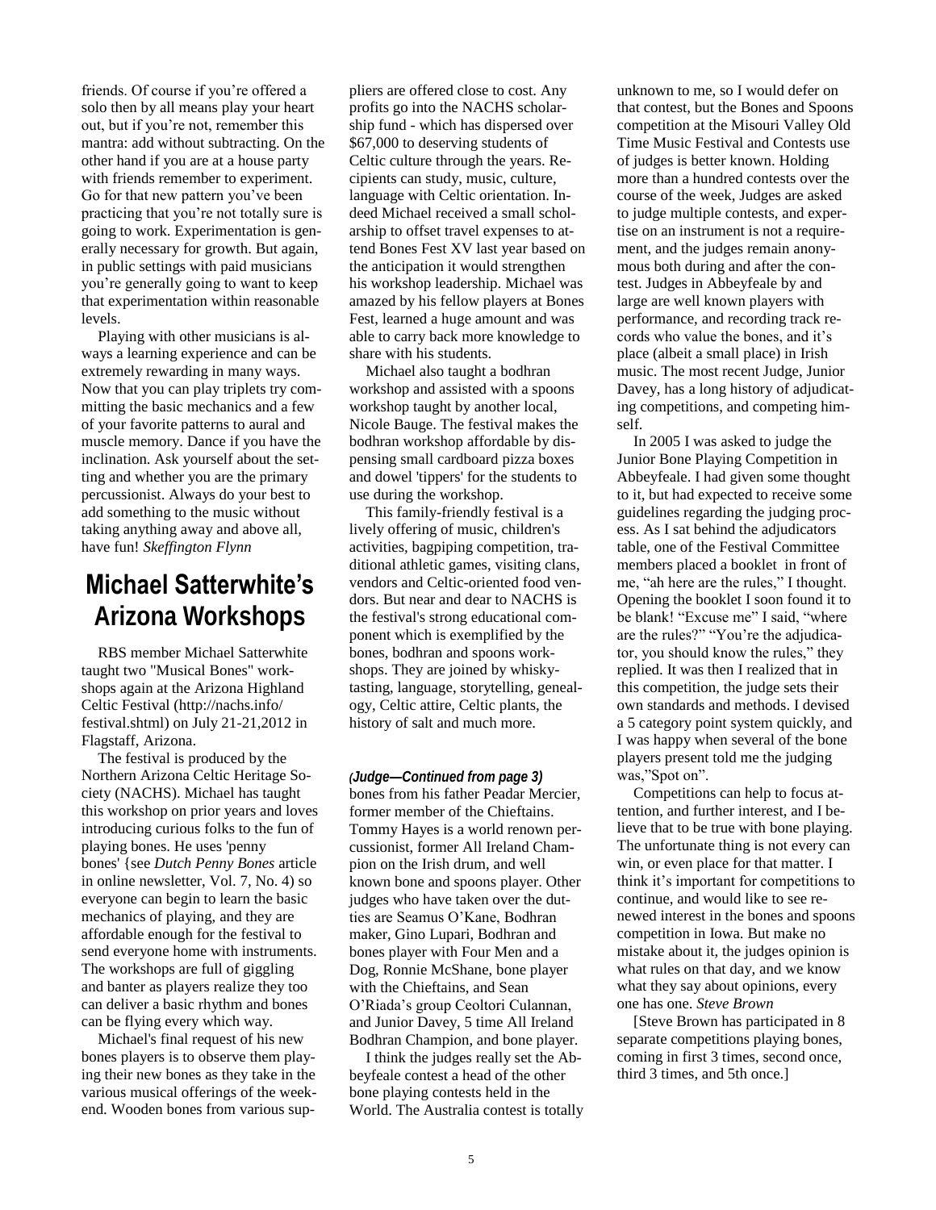friends. Of course if you're offered a solo then by all means play your heart out, but if you're not, remember this mantra: add without subtracting. On the other hand if you are at a house party with friends remember to experiment. Go for that new pattern you've been practicing that you're not totally sure is going to work. Experimentation is generally necessary for growth. But again, in public settings with paid musicians you're generally going to want to keep that experimentation within reasonable levels.

Playing with other musicians is always a learning experience and can be extremely rewarding in many ways. Now that you can play triplets try committing the basic mechanics and a few of your favorite patterns to aural and muscle memory. Dance if you have the inclination. Ask yourself about the setting and whether you are the primary percussionist. Always do your best to add something to the music without taking anything away and above all, have fun! *Skeffington Flynn*

# Michael Satterwhite's Arizona Workshops

RBS member Michael Satterwhite taught two "Musical Bones" workshops again at the Arizona Highland Celtic Festival (http://nachs.info/festival.shtml) on July 21-21,2012 in Flagstaff, Arizona.

The festival is produced by the Northern Arizona Celtic Heritage Society (NACHS). Michael has taught this workshop on prior years and loves introducing curious folks to the fun of playing bones. He uses 'penny bones' {see *Dutch Penny Bones* article in online newsletter, Vol. 7, No. 4) so everyone can begin to learn the basic mechanics of playing, and they are affordable enough for the festival to send everyone home with instruments. The workshops are full of giggling and banter as players realize they too can deliver a basic rhythm and bones can be flying every which way.

Michael's final request of his new bones players is to observe them playing their new bones as they take in the various musical offerings of the weekend. Wooden bones from various suppliers are offered close to cost. Any profits go into the NACHS scholarship fund - which has dispersed over $67,000 to deserving students of Celtic culture through the years. Recipients can study, music, culture, language with Celtic orientation. Indeed Michael received a small scholarship to offset travel expenses to attend Bones Fest XV last year based on the anticipation it would strengthen his workshop leadership. Michael was amazed by his fellow players at Bones Fest, learned a huge amount and was able to carry back more knowledge to share with his students.

Michael also taught a bodhran workshop and assisted with a spoons workshop taught by another local, Nicole Bauge. The festival makes the bodhran workshop affordable by dispensing small cardboard pizza boxes and dowel 'tippers' for the students to use during the workshop.

This family-friendly festival is a lively offering of music, children's activities, bagpiping competition, traditional athletic games, visiting clans, vendors and Celtic-oriented food vendors. But near and dear to NACHS is the festival's strong educational component which is exemplified by the bones, bodhran and spoons workshops. They are joined by whisky-tasting, language, storytelling, genealogy, Celtic attire, Celtic plants, the history of salt and much more.

***(Judge—Continued from page 3)***

bones from his father Peadar Mercier, former member of the Chieftains. Tommy Hayes is a world renown percussionist, former All Ireland Champion on the Irish drum, and well known bone and spoons player. Other judges who have taken over the duties are Seamus O'Kane, Bodhran maker, Gino Lupari, Bodhran and bones player with Four Men and a Dog, Ronnie McShane, bone player with the Chieftains, and Sean O'Riada's group Ceoltori Culannan, and Junior Davey, 5 time All Ireland Bodhran Champion, and bone player.

I think the judges really set the Abbeyfeale contest a head of the other bone playing contests held in the World. The Australia contest is totally unknown to me, so I would defer on that contest, but the Bones and Spoons competition at the Misouri Valley Old Time Music Festival and Contests use of judges is better known. Holding more than a hundred contests over the course of the week, Judges are asked to judge multiple contests, and expertise on an instrument is not a requirement, and the judges remain anonymous both during and after the contest. Judges in Abbeyfeale by and large are well known players with performance, and recording track records who value the bones, and it's place (albeit a small place) in Irish music. The most recent Judge, Junior Davey, has a long history of adjudicating competitions, and competing himself.

In 2005 I was asked to judge the Junior Bone Playing Competition in Abbeyfeale. I had given some thought to it, but had expected to receive some guidelines regarding the judging process. As I sat behind the adjudicators table, one of the Festival Committee members placed a booklet in front of me, "ah here are the rules," I thought. Opening the booklet I soon found it to be blank! "Excuse me" I said, "where are the rules?" "You're the adjudicator, you should know the rules," they replied. It was then I realized that in this competition, the judge sets their own standards and methods. I devised a 5 category point system quickly, and I was happy when several of the bone players present told me the judging was,"Spot on".

Competitions can help to focus attention, and further interest, and I believe that to be true with bone playing. The unfortunate thing is not every can win, or even place for that matter. I think it's important for competitions to continue, and would like to see renewed interest in the bones and spoons competition in Iowa. But make no mistake about it, the judges opinion is what rules on that day, and we know what they say about opinions, every one has one. *Steve Brown*

[Steve Brown has participated in 8 separate competitions playing bones, coming in first 3 times, second once, third 3 times, and 5th once.]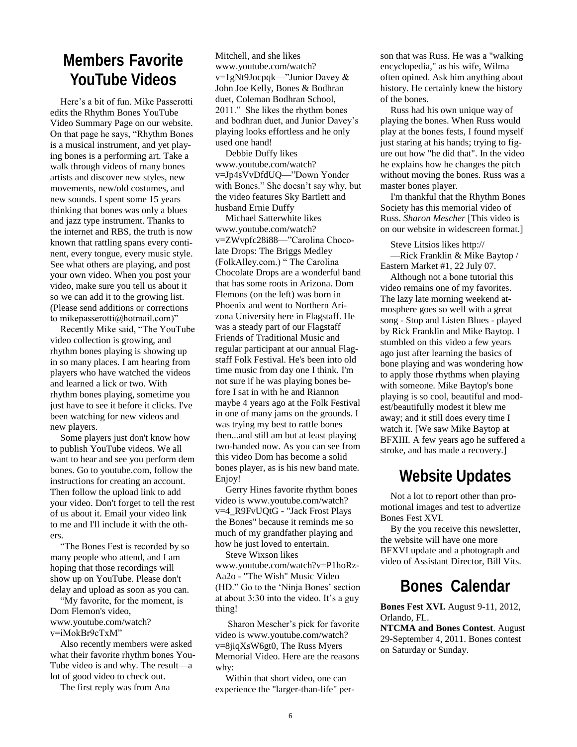## Members Favorite YouTube Videos

Here's a bit of fun. Mike Passerotti edits the Rhythm Bones YouTube Video Summary Page on our website. On that page he says, "Rhythm Bones is a musical instrument, and yet playing bones is a performing art. Take a walk through videos of many bones artists and discover new styles, new movements, new/old costumes, and new sounds. I spent some 15 years thinking that bones was only a blues and jazz type instrument. Thanks to the internet and RBS, the truth is now known that rattling spans every continent, every tongue, every music style. See what others are playing, and post your own video. When you post your video, make sure you tell us about it so we can add it to the growing list. (Please send additions or corrections to mikepasserotti@hotmail.com)"

Recently Mike said, "The YouTube video collection is growing, and rhythm bones playing is showing up in so many places. I am hearing from players who have watched the videos and learned a lick or two. With rhythm bones playing, sometime you just have to see it before it clicks. I've been watching for new videos and new players.

Some players just don't know how to publish YouTube videos. We all want to hear and see you perform dem bones. Go to youtube.com, follow the instructions for creating an account. Then follow the upload link to add your video. Don't forget to tell the rest of us about it. Email your video link to me and I'll include it with the others.

"The Bones Fest is recorded by so many people who attend, and I am hoping that those recordings will show up on YouTube. Please don't delay and upload as soon as you can.

"My favorite, for the moment, is Dom Flemon's video, www.youtube.com/watch?v=iMokBr9cTxM"

Also recently members were asked what their favorite rhythm bones YouTube video is and why. The result—a lot of good video to check out.

The first reply was from Ana Mitchell, and she likes www.youtube.com/watch?v=1gNt9Jocpqk—"Junior Davey & John Joe Kelly, Bones & Bodhran duet, Coleman Bodhran School, 2011." She likes the rhythm bones and bodhran duet, and Junior Davey's playing looks effortless and he only used one hand!

Debbie Duffy likes www.youtube.com/watch?v=Jp4sVvDfdUQ—"Down Yonder with Bones." She doesn't say why, but the video features Sky Bartlett and husband Ernie Duffy

Michael Satterwhite likes www.youtube.com/watch?v=ZWvpfc28i88—"Carolina Chocolate Drops: The Briggs Medley (FolkAlley.com.) " The Carolina Chocolate Drops are a wonderful band that has some roots in Arizona. Dom Flemons (on the left) was born in Phoenix and went to Northern Arizona University here in Flagstaff. He was a steady part of our Flagstaff Friends of Traditional Music and regular participant at our annual Flagstaff Folk Festival. He's been into old time music from day one I think. I'm not sure if he was playing bones before I sat in with he and Riannon maybe 4 years ago at the Folk Festival in one of many jams on the grounds. I was trying my best to rattle bones then...and still am but at least playing two-handed now. As you can see from this video Dom has become a solid bones player, as is his new band mate. Enjoy!

Gerry Hines favorite rhythm bones video is www.youtube.com/watch?v=4_R9FvUQtG - "Jack Frost Plays the Bones" because it reminds me so much of my grandfather playing and how he just loved to entertain.

Steve Wixson likes www.youtube.com/watch?v=P1hoRz-Aa2o - "The Wish" Music Video (HD." Go to the 'Ninja Bones' section at about 3:30 into the video. It's a guy thing!

Sharon Mescher's pick for favorite video is www.youtube.com/watch?v=8jiqXsW6gt0, The Russ Myers Memorial Video. Here are the reasons why:

Within that short video, one can experience the "larger-than-life" person that was Russ. He was a "walking encyclopedia," as his wife, Wilma often opined. Ask him anything about history. He certainly knew the history of the bones.

Russ had his own unique way of playing the bones. When Russ would play at the bones fests, I found myself just staring at his hands; trying to figure out how "he did that". In the video he explains how he changes the pitch without moving the bones. Russ was a master bones player.

I'm thankful that the Rhythm Bones Society has this memorial video of Russ. *Sharon Mescher* [This video is on our website in widescreen format.]

Steve Litsios likes http://—Rick Franklin & Mike Baytop / Eastern Market #1, 22 July 07.

Although not a bone tutorial this video remains one of my favorites. The lazy late morning weekend atmosphere goes so well with a great song - Stop and Listen Blues - played by Rick Franklin and Mike Baytop. I stumbled on this video a few years ago just after learning the basics of bone playing and was wondering how to apply those rhythms when playing with someone. Mike Baytop's bone playing is so cool, beautiful and modest/beautifully modest it blew me away; and it still does every time I watch it. [We saw Mike Baytop at BFXIII. A few years ago he suffered a stroke, and has made a recovery.]

## Website Updates

Not a lot to report other than promotional images and test to advertize Bones Fest XVI.

By the you receive this newsletter, the website will have one more BFXVI update and a photograph and video of Assistant Director, Bill Vits.

## Bones Calendar

**Bones Fest XVI.** August 9-11, 2012, Orlando, FL.

**NTCMA and Bones Contest**. August 29-September 4, 2011. Bones contest on Saturday or Sunday.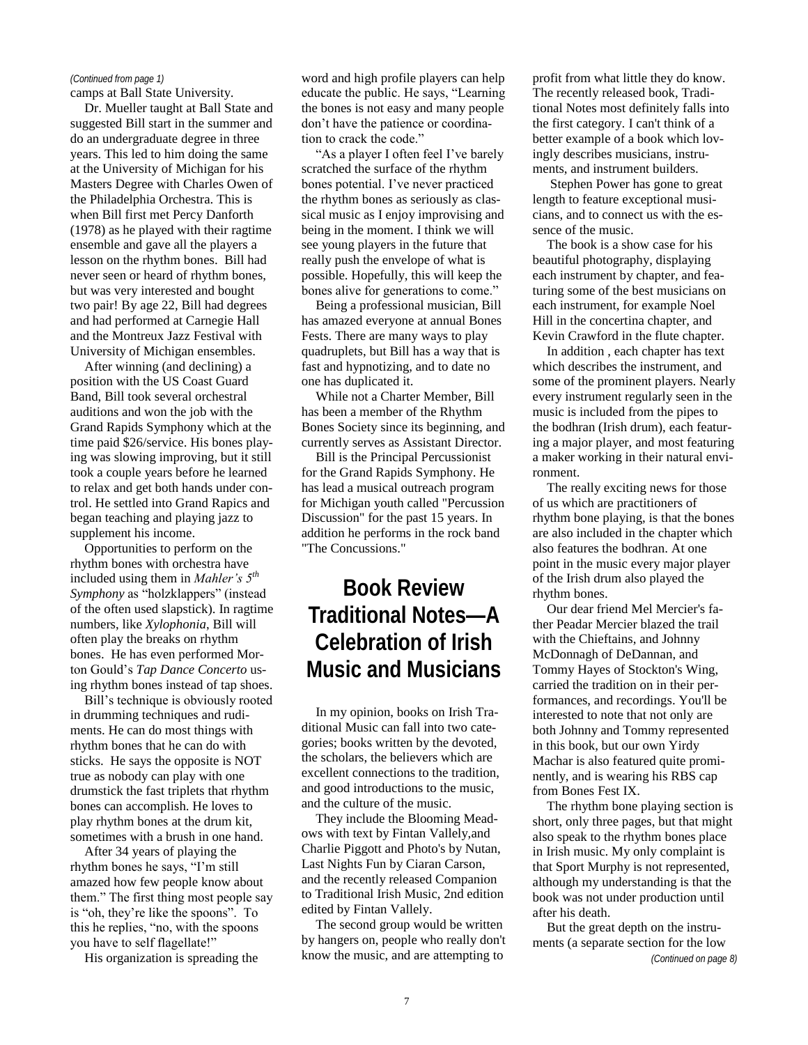*(Continued from page 1)*

camps at Ball State University.

Dr. Mueller taught at Ball State and suggested Bill start in the summer and do an undergraduate degree in three years. This led to him doing the same at the University of Michigan for his Masters Degree with Charles Owen of the Philadelphia Orchestra. This is when Bill first met Percy Danforth (1978) as he played with their ragtime ensemble and gave all the players a lesson on the rhythm bones. Bill had never seen or heard of rhythm bones, but was very interested and bought two pair! By age 22, Bill had degrees and had performed at Carnegie Hall and the Montreux Jazz Festival with University of Michigan ensembles.

After winning (and declining) a position with the US Coast Guard Band, Bill took several orchestral auditions and won the job with the Grand Rapids Symphony which at the time paid $26/service. His bones playing was slowing improving, but it still took a couple years before he learned to relax and get both hands under control. He settled into Grand Rapics and began teaching and playing jazz to supplement his income.

Opportunities to perform on the rhythm bones with orchestra have included using them in *Mahler's 5th Symphony* as "holzklappers" (instead of the often used slapstick). In ragtime numbers, like *Xylophonia*, Bill will often play the breaks on rhythm bones. He has even performed Morton Gould's *Tap Dance Concerto* using rhythm bones instead of tap shoes.

Bill's technique is obviously rooted in drumming techniques and rudiments. He can do most things with rhythm bones that he can do with sticks. He says the opposite is NOT true as nobody can play with one drumstick the fast triplets that rhythm bones can accomplish. He loves to play rhythm bones at the drum kit, sometimes with a brush in one hand.

After 34 years of playing the rhythm bones he says, "I'm still amazed how few people know about them." The first thing most people say is "oh, they're like the spoons". To this he replies, "no, with the spoons you have to self flagellate!"

His organization is spreading the word and high profile players can help educate the public. He says, "Learning the bones is not easy and many people don't have the patience or coordination to crack the code."

"As a player I often feel I've barely scratched the surface of the rhythm bones potential. I've never practiced the rhythm bones as seriously as classical music as I enjoy improvising and being in the moment. I think we will see young players in the future that really push the envelope of what is possible. Hopefully, this will keep the bones alive for generations to come."

Being a professional musician, Bill has amazed everyone at annual Bones Fests. There are many ways to play quadruplets, but Bill has a way that is fast and hypnotizing, and to date no one has duplicated it.

While not a Charter Member, Bill has been a member of the Rhythm Bones Society since its beginning, and currently serves as Assistant Director.

Bill is the Principal Percussionist for the Grand Rapids Symphony. He has lead a musical outreach program for Michigan youth called "Percussion Discussion" for the past 15 years. In addition he performs in the rock band "The Concussions."

# Book Review Traditional Notes—A Celebration of Irish Music and Musicians

In my opinion, books on Irish Traditional Music can fall into two categories; books written by the devoted, the scholars, the believers which are excellent connections to the tradition, and good introductions to the music, and the culture of the music.

They include the Blooming Meadows with text by Fintan Vallely,and Charlie Piggott and Photo's by Nutan, Last Nights Fun by Ciaran Carson, and the recently released Companion to Traditional Irish Music, 2nd edition edited by Fintan Vallely.

The second group would be written by hangers on, people who really don't know the music, and are attempting to profit from what little they do know. The recently released book, Traditional Notes most definitely falls into the first category. I can't think of a better example of a book which lovingly describes musicians, instruments, and instrument builders.

Stephen Power has gone to great length to feature exceptional musicians, and to connect us with the essence of the music.

The book is a show case for his beautiful photography, displaying each instrument by chapter, and featuring some of the best musicians on each instrument, for example Noel Hill in the concertina chapter, and Kevin Crawford in the flute chapter.

In addition , each chapter has text which describes the instrument, and some of the prominent players. Nearly every instrument regularly seen in the music is included from the pipes to the bodhran (Irish drum), each featuring a major player, and most featuring a maker working in their natural environment.

The really exciting news for those of us which are practitioners of rhythm bone playing, is that the bones are also included in the chapter which also features the bodhran. At one point in the music every major player of the Irish drum also played the rhythm bones.

Our dear friend Mel Mercier's father Peadar Mercier blazed the trail with the Chieftains, and Johnny McDonnagh of DeDannan, and Tommy Hayes of Stockton's Wing, carried the tradition on in their performances, and recordings. You'll be interested to note that not only are both Johnny and Tommy represented in this book, but our own Yirdy Machar is also featured quite prominently, and is wearing his RBS cap from Bones Fest IX.

The rhythm bone playing section is short, only three pages, but that might also speak to the rhythm bones place in Irish music. My only complaint is that Sport Murphy is not represented, although my understanding is that the book was not under production until after his death.

But the great depth on the instruments (a separate section for the low

*(Continued on page 8)*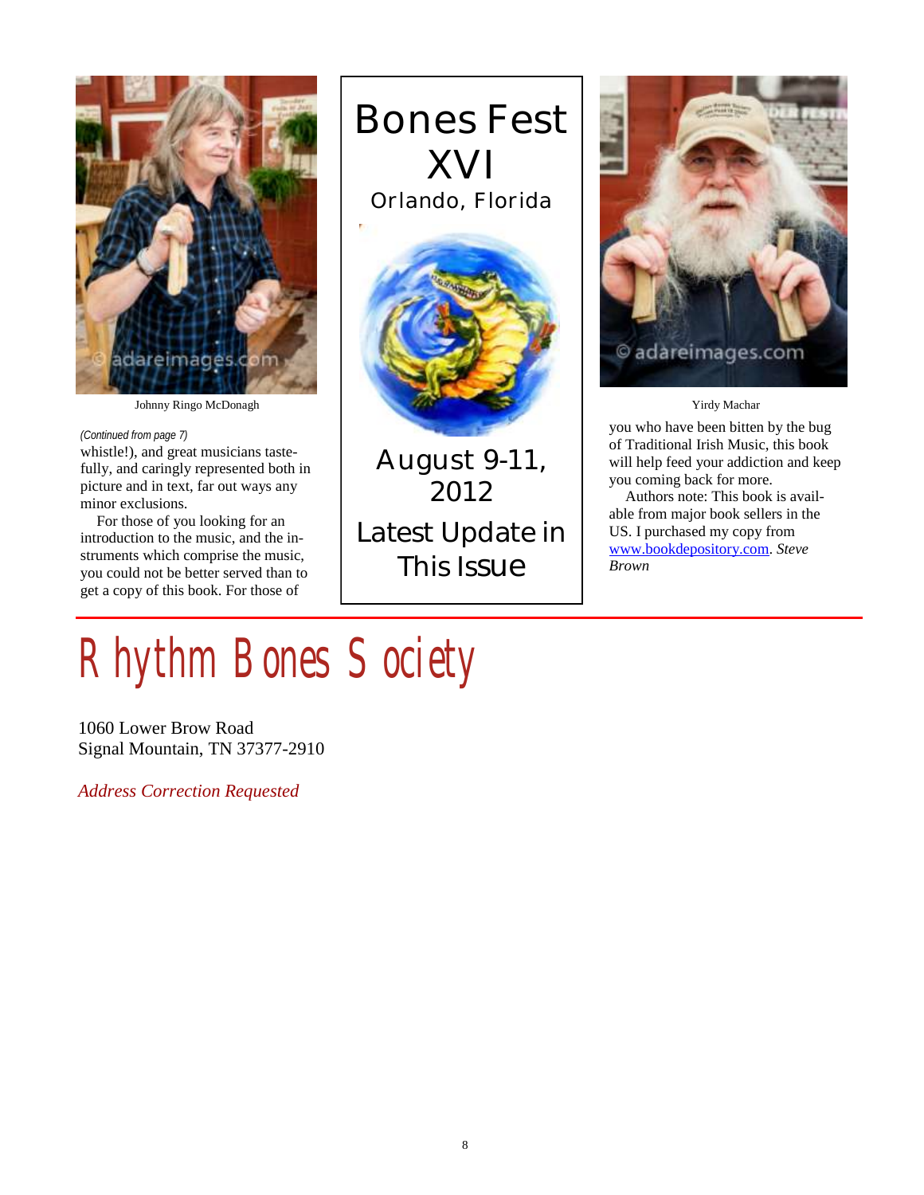Johnny Ringo McDonagh

*(Continued from page 7)*

whistle!), and great musicians tastefully, and caringly represented both in picture and in text, far out ways any minor exclusions.

For those of you looking for an introduction to the music, and the instruments which comprise the music, you could not be better served than to get a copy of this book. For those of you who have been bitten by the bug of Traditional Irish Music, this book will help feed your addiction and keep you coming back for more.

Authors note: This book is available from major book sellers in the US. I purchased my copy from www.bookdepository.com. *Steve Brown*

Yirdy Machar

# Bones Fest XVI

Orlando, Florida

August 9-11, 2012

Latest Update in This Issue

# Rhythm Bones Society

1060 Lower Brow Road
Signal Mountain, TN 37377-2910

*Address Correction Requested*